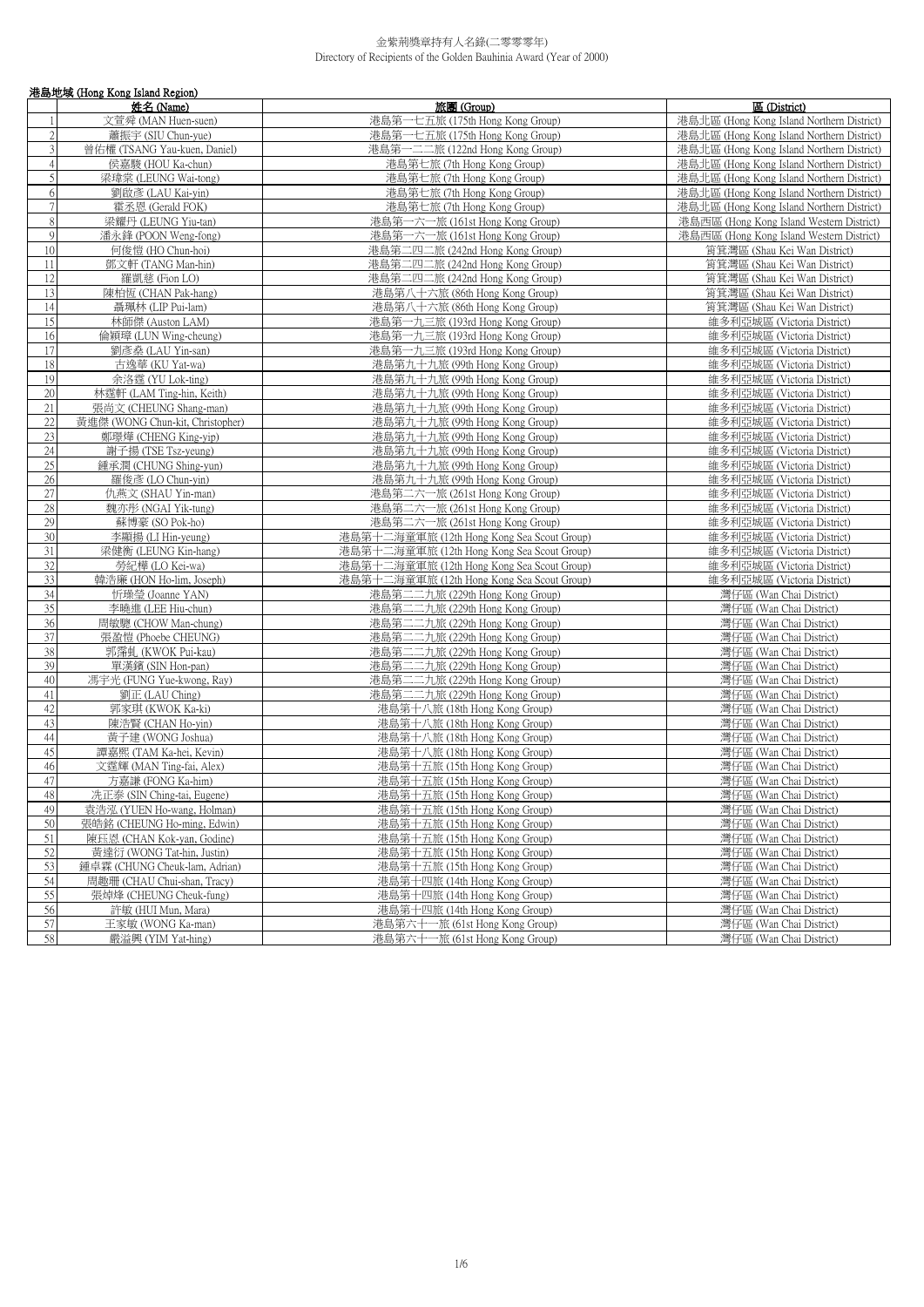金紫荊獎章持有人名錄(二零零零年)
Directory of Recipients of the Golden Bauhinia Award (Year of 2000)

**港島地域 (Hong Kong Island Region)**

| | 姓名 (Name) | 旅團 (Group) | 區 (District) |
|---|---|---|---|
| 1 | 文萱舜 (MAN Huen-suen) | 港島第一七五旅 (175th Hong Kong Group) | 港島北區 (Hong Kong Island Northern District) |
| 2 | 蕭振宇 (SIU Chun-yue) | 港島第一七五旅 (175th Hong Kong Group) | 港島北區 (Hong Kong Island Northern District) |
| 3 | 曾佑權 (TSANG Yau-kuen, Daniel) | 港島第一二二旅 (122nd Hong Kong Group) | 港島北區 (Hong Kong Island Northern District) |
| 4 | 侯嘉駿 (HOU Ka-chun) | 港島第七旅 (7th Hong Kong Group) | 港島北區 (Hong Kong Island Northern District) |
| 5 | 梁瑋棠 (LEUNG Wai-tong) | 港島第七旅 (7th Hong Kong Group) | 港島北區 (Hong Kong Island Northern District) |
| 6 | 劉啟彥 (LAU Kai-yin) | 港島第七旅 (7th Hong Kong Group) | 港島北區 (Hong Kong Island Northern District) |
| 7 | 霍柔恩 (Gerald FOK) | 港島第七旅 (7th Hong Kong Group) | 港島北區 (Hong Kong Island Northern District) |
| 8 | 梁耀丹 (LEUNG Yiu-tan) | 港島第一六一旅 (161st Hong Kong Group) | 港島西區 (Hong Kong Island Western District) |
| 9 | 潘永鋒 (POON Weng-fong) | 港島第一六一旅 (161st Hong Kong Group) | 港島西區 (Hong Kong Island Western District) |
| 10 | 何俊愷 (HO Chun-hoi) | 港島第二四二旅 (242nd Hong Kong Group) | 筲箕灣區 (Shau Kei Wan District) |
| 11 | 鄧文軒 (TANG Man-hin) | 港島第二四二旅 (242nd Hong Kong Group) | 筲箕灣區 (Shau Kei Wan District) |
| 12 | 羅凱慈 (Fion LO) | 港島第二四二旅 (242nd Hong Kong Group) | 筲箕灣區 (Shau Kei Wan District) |
| 13 | 陳柏恆 (CHAN Pak-hang) | 港島第八十六旅 (86th Hong Kong Group) | 筲箕灣區 (Shau Kei Wan District) |
| 14 | 聶珮林 (LIP Pui-lam) | 港島第八十六旅 (86th Hong Kong Group) | 筲箕灣區 (Shau Kei Wan District) |
| 15 | 林師傑 (Auston LAM) | 港島第一九三旅 (193rd Hong Kong Group) | 維多利亞城區 (Victoria District) |
| 16 | 倫穎璋 (LUN Wing-cheung) | 港島第一九三旅 (193rd Hong Kong Group) | 維多利亞城區 (Victoria District) |
| 17 | 劉彥燊 (LAU Yin-san) | 港島第一九三旅 (193rd Hong Kong Group) | 維多利亞城區 (Victoria District) |
| 18 | 古逸華 (KU Yat-wa) | 港島第九十九旅 (99th Hong Kong Group) | 維多利亞城區 (Victoria District) |
| 19 | 余洛霆 (YU Lok-ting) | 港島第九十九旅 (99th Hong Kong Group) | 維多利亞城區 (Victoria District) |
| 20 | 林霆軒 (LAM Ting-hin, Keith) | 港島第九十九旅 (99th Hong Kong Group) | 維多利亞城區 (Victoria District) |
| 21 | 張尚文 (CHEUNG Shang-man) | 港島第九十九旅 (99th Hong Kong Group) | 維多利亞城區 (Victoria District) |
| 22 | 黃進傑 (WONG Chun-kit, Christopher) | 港島第九十九旅 (99th Hong Kong Group) | 維多利亞城區 (Victoria District) |
| 23 | 鄭璟燁 (CHENG King-yip) | 港島第九十九旅 (99th Hong Kong Group) | 維多利亞城區 (Victoria District) |
| 24 | 謝子揚 (TSE Tsz-yeung) | 港島第九十九旅 (99th Hong Kong Group) | 維多利亞城區 (Victoria District) |
| 25 | 鍾承潤 (CHUNG Shing-yun) | 港島第九十九旅 (99th Hong Kong Group) | 維多利亞城區 (Victoria District) |
| 26 | 羅俊彥 (LO Chun-yin) | 港島第九十九旅 (99th Hong Kong Group) | 維多利亞城區 (Victoria District) |
| 27 | 仇燕文 (SHAU Yin-man) | 港島第二六一旅 (261st Hong Kong Group) | 維多利亞城區 (Victoria District) |
| 28 | 魏亦彤 (NGAI Yik-tung) | 港島第二六一旅 (261st Hong Kong Group) | 維多利亞城區 (Victoria District) |
| 29 | 蘇博豪 (SO Pok-ho) | 港島第二六一旅 (261st Hong Kong Group) | 維多利亞城區 (Victoria District) |
| 30 | 李顯揚 (LI Hin-yeung) | 港島第十二海童軍旅 (12th Hong Kong Sea Scout Group) | 維多利亞城區 (Victoria District) |
| 31 | 梁健衡 (LEUNG Kin-hang) | 港島第十二海童軍旅 (12th Hong Kong Sea Scout Group) | 維多利亞城區 (Victoria District) |
| 32 | 勞紀樺 (LO Kei-wa) | 港島第十二海童軍旅 (12th Hong Kong Sea Scout Group) | 維多利亞城區 (Victoria District) |
| 33 | 韓浩廉 (HON Ho-lim, Joseph) | 港島第十二海童軍旅 (12th Hong Kong Sea Scout Group) | 維多利亞城區 (Victoria District) |
| 34 | 忻瑜瑩 (Joanne YAN) | 港島第二二九旅 (229th Hong Kong Group) | 灣仔區 (Wan Chai District) |
| 35 | 李曉進 (LEE Hiu-chun) | 港島第二二九旅 (229th Hong Kong Group) | 灣仔區 (Wan Chai District) |
| 36 | 周敏聰 (CHOW Man-chung) | 港島第二二九旅 (229th Hong Kong Group) | 灣仔區 (Wan Chai District) |
| 37 | 張盈愷 (Phoebe CHEUNG) | 港島第二二九旅 (229th Hong Kong Group) | 灣仔區 (Wan Chai District) |
| 38 | 郭霈虬 (KWOK Pui-kau) | 港島第二二九旅 (229th Hong Kong Group) | 灣仔區 (Wan Chai District) |
| 39 | 單漢鑌 (SIN Hon-pan) | 港島第二二九旅 (229th Hong Kong Group) | 灣仔區 (Wan Chai District) |
| 40 | 馮宇光 (FUNG Yue-kwong, Ray) | 港島第二二九旅 (229th Hong Kong Group) | 灣仔區 (Wan Chai District) |
| 41 | 劉正 (LAU Ching) | 港島第二二九旅 (229th Hong Kong Group) | 灣仔區 (Wan Chai District) |
| 42 | 郭家琪 (KWOK Ka-ki) | 港島第十八旅 (18th Hong Kong Group) | 灣仔區 (Wan Chai District) |
| 43 | 陳浩賢 (CHAN Ho-yin) | 港島第十八旅 (18th Hong Kong Group) | 灣仔區 (Wan Chai District) |
| 44 | 黃子建 (WONG Joshua) | 港島第十八旅 (18th Hong Kong Group) | 灣仔區 (Wan Chai District) |
| 45 | 譚嘉熙 (TAM Ka-hei, Kevin) | 港島第十八旅 (18th Hong Kong Group) | 灣仔區 (Wan Chai District) |
| 46 | 文霆輝 (MAN Ting-fai, Alex) | 港島第十五旅 (15th Hong Kong Group) | 灣仔區 (Wan Chai District) |
| 47 | 方嘉謙 (FONG Ka-him) | 港島第十五旅 (15th Hong Kong Group) | 灣仔區 (Wan Chai District) |
| 48 | 冼正泰 (SIN Ching-tai, Eugene) | 港島第十五旅 (15th Hong Kong Group) | 灣仔區 (Wan Chai District) |
| 49 | 袁浩泓 (YUEN Ho-wang, Holman) | 港島第十五旅 (15th Hong Kong Group) | 灣仔區 (Wan Chai District) |
| 50 | 張皓銘 (CHEUNG Ho-ming, Edwin) | 港島第十五旅 (15th Hong Kong Group) | 灣仔區 (Wan Chai District) |
| 51 | 陳珏恩 (CHAN Kok-yan, Godine) | 港島第十五旅 (15th Hong Kong Group) | 灣仔區 (Wan Chai District) |
| 52 | 黃達衍 (WONG Tat-hin, Justin) | 港島第十五旅 (15th Hong Kong Group) | 灣仔區 (Wan Chai District) |
| 53 | 鍾卓霖 (CHUNG Cheuk-lam, Adrian) | 港島第十五旅 (15th Hong Kong Group) | 灣仔區 (Wan Chai District) |
| 54 | 周趣珊 (CHAU Chui-shan, Tracy) | 港島第十四旅 (14th Hong Kong Group) | 灣仔區 (Wan Chai District) |
| 55 | 張焯烽 (CHEUNG Cheuk-fung) | 港島第十四旅 (14th Hong Kong Group) | 灣仔區 (Wan Chai District) |
| 56 | 許敏 (HUI Mun, Mara) | 港島第十四旅 (14th Hong Kong Group) | 灣仔區 (Wan Chai District) |
| 57 | 王家敏 (WONG Ka-man) | 港島第六十一旅 (61st Hong Kong Group) | 灣仔區 (Wan Chai District) |
| 58 | 嚴溢興 (YIM Yat-hing) | 港島第六十一旅 (61st Hong Kong Group) | 灣仔區 (Wan Chai District) |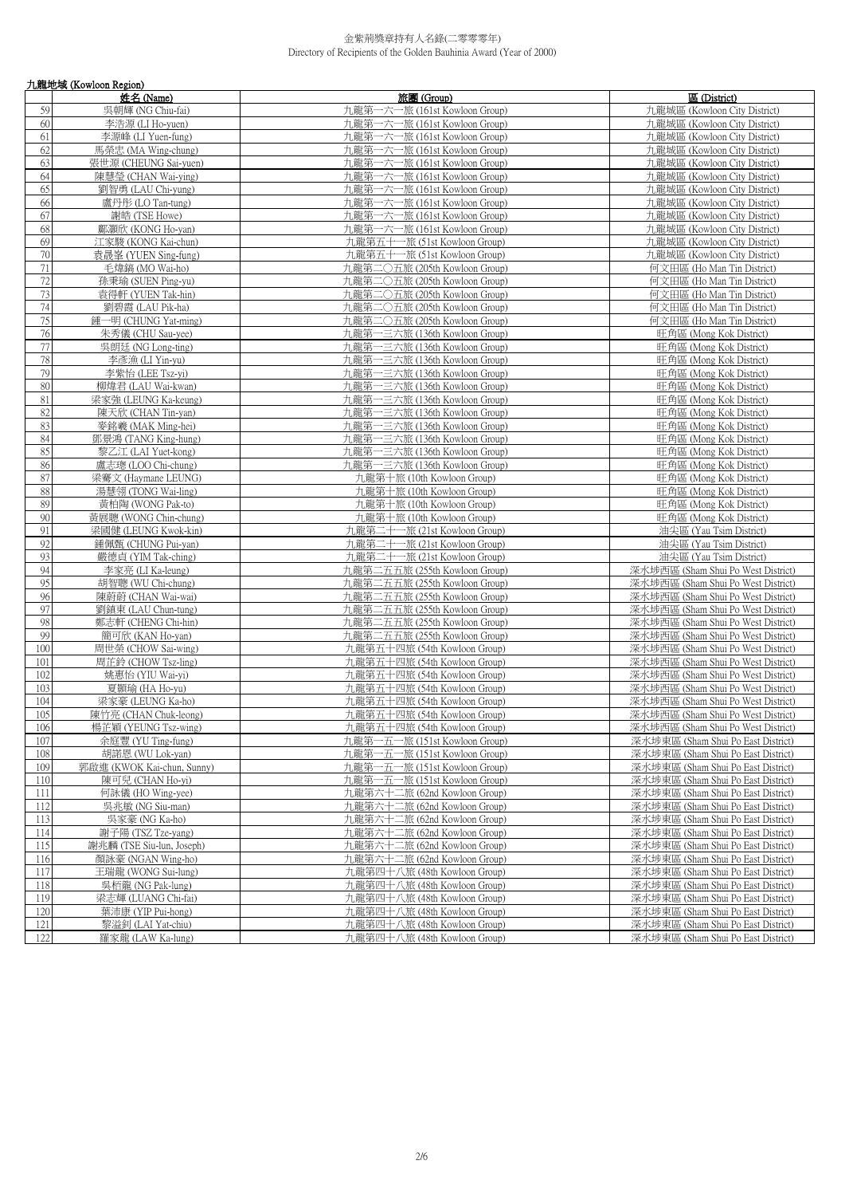金紫荊獎章持有人名錄(二零零零年)
Directory of Recipients of the Golden Bauhinia Award (Year of 2000)

九龍地域 (Kowloon Region)

| | 姓名 (Name) | 旅團 (Group) | 區 (District) |
|---|---|---|---|
| 59 | 吳朝輝 (NG Chiu-fai) | 九龍第一六一旅 (161st Kowloon Group) | 九龍城區 (Kowloon City District) |
| 60 | 李浩源 (LI Ho-yuen) | 九龍第一六一旅 (161st Kowloon Group) | 九龍城區 (Kowloon City District) |
| 61 | 李源峰 (LI Yuen-fung) | 九龍第一六一旅 (161st Kowloon Group) | 九龍城區 (Kowloon City District) |
| 62 | 馬榮忠 (MA Wing-chung) | 九龍第一六一旅 (161st Kowloon Group) | 九龍城區 (Kowloon City District) |
| 63 | 張世源 (CHEUNG Sai-yuen) | 九龍第一六一旅 (161st Kowloon Group) | 九龍城區 (Kowloon City District) |
| 64 | 陳慧瑩 (CHAN Wai-ying) | 九龍第一六一旅 (161st Kowloon Group) | 九龍城區 (Kowloon City District) |
| 65 | 劉智勇 (LAU Chi-yung) | 九龍第一六一旅 (161st Kowloon Group) | 九龍城區 (Kowloon City District) |
| 66 | 盧丹彤 (LO Tan-tung) | 九龍第一六一旅 (161st Kowloon Group) | 九龍城區 (Kowloon City District) |
| 67 | 謝皓 (TSE Howe) | 九龍第一六一旅 (161st Kowloon Group) | 九龍城區 (Kowloon City District) |
| 68 | 鄺灝欣 (KONG Ho-yan) | 九龍第一六一旅 (161st Kowloon Group) | 九龍城區 (Kowloon City District) |
| 69 | 江家駿 (KONG Kai-chun) | 九龍第五十一旅 (51st Kowloon Group) | 九龍城區 (Kowloon City District) |
| 70 | 袁晟峯 (YUEN Sing-fung) | 九龍第五十一旅 (51st Kowloon Group) | 九龍城區 (Kowloon City District) |
| 71 | 毛煒鎬 (MO Wai-ho) | 九龍第二〇五旅 (205th Kowloon Group) | 何文田區 (Ho Man Tin District) |
| 72 | 孫秉瑜 (SUEN Ping-yu) | 九龍第二〇五旅 (205th Kowloon Group) | 何文田區 (Ho Man Tin District) |
| 73 | 袁得軒 (YUEN Tak-hin) | 九龍第二〇五旅 (205th Kowloon Group) | 何文田區 (Ho Man Tin District) |
| 74 | 劉碧霞 (LAU Pik-ha) | 九龍第二〇五旅 (205th Kowloon Group) | 何文田區 (Ho Man Tin District) |
| 75 | 鍾一明 (CHUNG Yat-ming) | 九龍第二〇五旅 (205th Kowloon Group) | 何文田區 (Ho Man Tin District) |
| 76 | 朱秀儀 (CHU Sau-yee) | 九龍第一三六旅 (136th Kowloon Group) | 旺角區 (Mong Kok District) |
| 77 | 吳朗廷 (NG Long-ting) | 九龍第一三六旅 (136th Kowloon Group) | 旺角區 (Mong Kok District) |
| 78 | 李彥漁 (LI Yin-yu) | 九龍第一三六旅 (136th Kowloon Group) | 旺角區 (Mong Kok District) |
| 79 | 李紫怡 (LEE Tsz-yi) | 九龍第一三六旅 (136th Kowloon Group) | 旺角區 (Mong Kok District) |
| 80 | 柳煒君 (LAU Wai-kwan) | 九龍第一三六旅 (136th Kowloon Group) | 旺角區 (Mong Kok District) |
| 81 | 梁家強 (LEUNG Ka-keung) | 九龍第一三六旅 (136th Kowloon Group) | 旺角區 (Mong Kok District) |
| 82 | 陳天欣 (CHAN Tin-yan) | 九龍第一三六旅 (136th Kowloon Group) | 旺角區 (Mong Kok District) |
| 83 | 麥銘羲 (MAK Ming-hei) | 九龍第一三六旅 (136th Kowloon Group) | 旺角區 (Mong Kok District) |
| 84 | 鄧景鴻 (TANG King-hung) | 九龍第一三六旅 (136th Kowloon Group) | 旺角區 (Mong Kok District) |
| 85 | 黎乙江 (LAI Yuet-kong) | 九龍第一三六旅 (136th Kowloon Group) | 旺角區 (Mong Kok District) |
| 86 | 盧志璁 (LOO Chi-chung) | 九龍第一三六旅 (136th Kowloon Group) | 旺角區 (Mong Kok District) |
| 87 | 梁騫文 (Haymane LEUNG) | 九龍第十旅 (10th Kowloon Group) | 旺角區 (Mong Kok District) |
| 88 | 湯慧翎 (TONG Wai-ling) | 九龍第十旅 (10th Kowloon Group) | 旺角區 (Mong Kok District) |
| 89 | 黃柏陶 (WONG Pak-to) | 九龍第十旅 (10th Kowloon Group) | 旺角區 (Mong Kok District) |
| 90 | 黃展聰 (WONG Chin-chung) | 九龍第十旅 (10th Kowloon Group) | 旺角區 (Mong Kok District) |
| 91 | 梁國健 (LEUNG Kwok-kin) | 九龍第二十一旅 (21st Kowloon Group) | 油尖區 (Yau Tsim District) |
| 92 | 鍾佩甄 (CHUNG Pui-yan) | 九龍第二十一旅 (21st Kowloon Group) | 油尖區 (Yau Tsim District) |
| 93 | 嚴德貞 (YIM Tak-ching) | 九龍第二十一旅 (21st Kowloon Group) | 油尖區 (Yau Tsim District) |
| 94 | 李家亮 (LI Ka-leung) | 九龍第二五五旅 (255th Kowloon Group) | 深水埗西區 (Sham Shui Po West District) |
| 95 | 胡智聰 (WU Chi-chung) | 九龍第二五五旅 (255th Kowloon Group) | 深水埗西區 (Sham Shui Po West District) |
| 96 | 陳蔚蔚 (CHAN Wai-wai) | 九龍第二五五旅 (255th Kowloon Group) | 深水埗西區 (Sham Shui Po West District) |
| 97 | 劉鎮東 (LAU Chun-tung) | 九龍第二五五旅 (255th Kowloon Group) | 深水埗西區 (Sham Shui Po West District) |
| 98 | 鄭志軒 (CHENG Chi-hin) | 九龍第二五五旅 (255th Kowloon Group) | 深水埗西區 (Sham Shui Po West District) |
| 99 | 簡可欣 (KAN Ho-yan) | 九龍第二五五旅 (255th Kowloon Group) | 深水埗西區 (Sham Shui Po West District) |
| 100 | 周世榮 (CHOW Sai-wing) | 九龍第五十四旅 (54th Kowloon Group) | 深水埗西區 (Sham Shui Po West District) |
| 101 | 周芷鈴 (CHOW Tsz-ling) | 九龍第五十四旅 (54th Kowloon Group) | 深水埗西區 (Sham Shui Po West District) |
| 102 | 姚惠怡 (YIU Wai-yi) | 九龍第五十四旅 (54th Kowloon Group) | 深水埗西區 (Sham Shui Po West District) |
| 103 | 夏灝瑜 (HA Ho-yu) | 九龍第五十四旅 (54th Kowloon Group) | 深水埗西區 (Sham Shui Po West District) |
| 104 | 梁家豪 (LEUNG Ka-ho) | 九龍第五十四旅 (54th Kowloon Group) | 深水埗西區 (Sham Shui Po West District) |
| 105 | 陳竹亮 (CHAN Chuk-leong) | 九龍第五十四旅 (54th Kowloon Group) | 深水埗西區 (Sham Shui Po West District) |
| 106 | 楊芷穎 (YEUNG Tsz-wing) | 九龍第五十四旅 (54th Kowloon Group) | 深水埗西區 (Sham Shui Po West District) |
| 107 | 余庭豐 (YU Ting-fung) | 九龍第一五一旅 (151st Kowloon Group) | 深水埗東區 (Sham Shui Po East District) |
| 108 | 胡諾恩 (WU Lok-yan) | 九龍第一五一旅 (151st Kowloon Group) | 深水埗東區 (Sham Shui Po East District) |
| 109 | 郭啟進 (KWOK Kai-chun, Sunny) | 九龍第一五一旅 (151st Kowloon Group) | 深水埗東區 (Sham Shui Po East District) |
| 110 | 陳可兒 (CHAN Ho-yi) | 九龍第一五一旅 (151st Kowloon Group) | 深水埗東區 (Sham Shui Po East District) |
| 111 | 何詠儀 (HO Wing-yee) | 九龍第六十二旅 (62nd Kowloon Group) | 深水埗東區 (Sham Shui Po East District) |
| 112 | 吳兆敏 (NG Siu-man) | 九龍第六十二旅 (62nd Kowloon Group) | 深水埗東區 (Sham Shui Po East District) |
| 113 | 吳家豪 (NG Ka-ho) | 九龍第六十二旅 (62nd Kowloon Group) | 深水埗東區 (Sham Shui Po East District) |
| 114 | 謝子陽 (TSZ Tze-yang) | 九龍第六十二旅 (62nd Kowloon Group) | 深水埗東區 (Sham Shui Po East District) |
| 115 | 謝兆麟 (TSE Siu-lun, Joseph) | 九龍第六十二旅 (62nd Kowloon Group) | 深水埗東區 (Sham Shui Po East District) |
| 116 | 顏詠豪 (NGAN Wing-ho) | 九龍第六十二旅 (62nd Kowloon Group) | 深水埗東區 (Sham Shui Po East District) |
| 117 | 王瑞龍 (WONG Sui-lung) | 九龍第四十八旅 (48th Kowloon Group) | 深水埗東區 (Sham Shui Po East District) |
| 118 | 吳栢龍 (NG Pak-lung) | 九龍第四十八旅 (48th Kowloon Group) | 深水埗東區 (Sham Shui Po East District) |
| 119 | 梁志輝 (LUANG Chi-fai) | 九龍第四十八旅 (48th Kowloon Group) | 深水埗東區 (Sham Shui Po East District) |
| 120 | 葉沛康 (YIP Pui-hong) | 九龍第四十八旅 (48th Kowloon Group) | 深水埗東區 (Sham Shui Po East District) |
| 121 | 黎溢釗 (LAI Yat-chiu) | 九龍第四十八旅 (48th Kowloon Group) | 深水埗東區 (Sham Shui Po East District) |
| 122 | 羅家龍 (LAW Ka-lung) | 九龍第四十八旅 (48th Kowloon Group) | 深水埗東區 (Sham Shui Po East District) |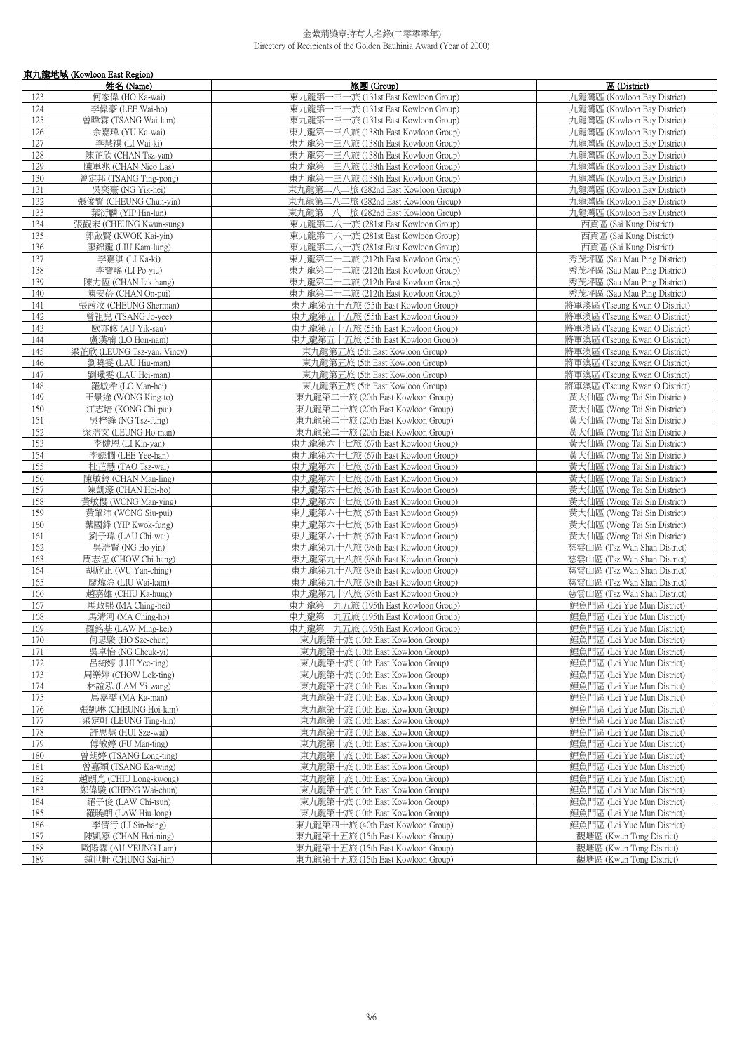金紫荊獎章持有人名錄(二零零零年)
Directory of Recipients of the Golden Bauhinia Award (Year of 2000)

## 東九龍地域 (Kowloon East Region)

| | 姓名 (Name) | 旅團 (Group) | 區 (District) |
|---|---|---|---|
| 123 | 何家偉 (HO Ka-wai) | 東九龍第一三一旅 (131st East Kowloon Group) | 九龍灣區 (Kowloon Bay District) |
| 124 | 李偉豪 (LEE Wai-ho) | 東九龍第一三一旅 (131st East Kowloon Group) | 九龍灣區 (Kowloon Bay District) |
| 125 | 曾暐霖 (TSANG Wai-lam) | 東九龍第一三一旅 (131st East Kowloon Group) | 九龍灣區 (Kowloon Bay District) |
| 126 | 余嘉瑋 (YU Ka-wai) | 東九龍第一三八旅 (138th East Kowloon Group) | 九龍灣區 (Kowloon Bay District) |
| 127 | 李慧祺 (LI Wai-ki) | 東九龍第一三八旅 (138th East Kowloon Group) | 九龍灣區 (Kowloon Bay District) |
| 128 | 陳芷欣 (CHAN Tsz-yan) | 東九龍第一三八旅 (138th East Kowloon Group) | 九龍灣區 (Kowloon Bay District) |
| 129 | 陳軍兆 (CHAN Nico Las) | 東九龍第一三八旅 (138th East Kowloon Group) | 九龍灣區 (Kowloon Bay District) |
| 130 | 曾定邦 (TSANG Ting-pong) | 東九龍第一三八旅 (138th East Kowloon Group) | 九龍灣區 (Kowloon Bay District) |
| 131 | 吳奕熹 (NG Yik-hei) | 東九龍第二八二旅 (282nd East Kowloon Group) | 九龍灣區 (Kowloon Bay District) |
| 132 | 張俊賢 (CHEUNG Chun-yin) | 東九龍第二八二旅 (282nd East Kowloon Group) | 九龍灣區 (Kowloon Bay District) |
| 133 | 葉衍麟 (YIP Hin-lun) | 東九龍第二八二旅 (282nd East Kowloon Group) | 九龍灣區 (Kowloon Bay District) |
| 134 | 張觀宋 (CHEUNG Kwun-sung) | 東九龍第二八一旅 (281st East Kowloon Group) | 西貢區 (Sai Kung District) |
| 135 | 郭啟賢 (KWOK Kai-yin) | 東九龍第二八一旅 (281st East Kowloon Group) | 西貢區 (Sai Kung District) |
| 136 | 廖錦龍 (LIU Kam-lung) | 東九龍第二八一旅 (281st East Kowloon Group) | 西貢區 (Sai Kung District) |
| 137 | 李嘉淇 (LI Ka-ki) | 東九龍第二一二旅 (212th East Kowloon Group) | 秀茂坪區 (Sau Mau Ping District) |
| 138 | 李寶瑤 (LI Po-yiu) | 東九龍第二一二旅 (212th East Kowloon Group) | 秀茂坪區 (Sau Mau Ping District) |
| 139 | 陳力恆 (CHAN Lik-hang) | 東九龍第二一二旅 (212th East Kowloon Group) | 秀茂坪區 (Sau Mau Ping District) |
| 140 | 陳安蓓 (CHAN On-pui) | 東九龍第二一二旅 (212th East Kowloon Group) | 秀茂坪區 (Sau Mau Ping District) |
| 141 | 張茜汶 (CHEUNG Sherman) | 東九龍第五十五旅 (55th East Kowloon Group) | 將軍澳區 (Tseung Kwan O District) |
| 142 | 曾祖兒 (TSANG Jo-yee) | 東九龍第五十五旅 (55th East Kowloon Group) | 將軍澳區 (Tseung Kwan O District) |
| 143 | 歐亦修 (AU Yik-sau) | 東九龍第五十五旅 (55th East Kowloon Group) | 將軍澳區 (Tseung Kwan O District) |
| 144 | 盧漢楠 (LO Hon-nam) | 東九龍第五十五旅 (55th East Kowloon Group) | 將軍澳區 (Tseung Kwan O District) |
| 145 | 梁芷欣 (LEUNG Tsz-yan, Vincy) | 東九龍第五旅 (5th East Kowloon Group) | 將軍澳區 (Tseung Kwan O District) |
| 146 | 劉曉雯 (LAU Hiu-man) | 東九龍第五旅 (5th East Kowloon Group) | 將軍澳區 (Tseung Kwan O District) |
| 147 | 劉曦雯 (LAU Hei-man) | 東九龍第五旅 (5th East Kowloon Group) | 將軍澳區 (Tseung Kwan O District) |
| 148 | 羅敏希 (LO Man-hei) | 東九龍第五旅 (5th East Kowloon Group) | 將軍澳區 (Tseung Kwan O District) |
| 149 | 王景途 (WONG King-to) | 東九龍第二十旅 (20th East Kowloon Group) | 黃大仙區 (Wong Tai Sin District) |
| 150 | 江志培 (KONG Chi-pui) | 東九龍第二十旅 (20th East Kowloon Group) | 黃大仙區 (Wong Tai Sin District) |
| 151 | 吳梓鋒 (NG Tsz-fung) | 東九龍第二十旅 (20th East Kowloon Group) | 黃大仙區 (Wong Tai Sin District) |
| 152 | 梁浩文 (LEUNG Ho-man) | 東九龍第二十旅 (20th East Kowloon Group) | 黃大仙區 (Wong Tai Sin District) |
| 153 | 李健恩 (LI Kin-yan) | 東九龍第六十七旅 (67th East Kowloon Group) | 黃大仙區 (Wong Tai Sin District) |
| 154 | 李懿憪 (LEE Yee-han) | 東九龍第六十七旅 (67th East Kowloon Group) | 黃大仙區 (Wong Tai Sin District) |
| 155 | 杜芷慧 (TAO Tsz-wai) | 東九龍第六十七旅 (67th East Kowloon Group) | 黃大仙區 (Wong Tai Sin District) |
| 156 | 陳敏鈴 (CHAN Man-ling) | 東九龍第六十七旅 (67th East Kowloon Group) | 黃大仙區 (Wong Tai Sin District) |
| 157 | 陳凱濠 (CHAN Hoi-ho) | 東九龍第六十七旅 (67th East Kowloon Group) | 黃大仙區 (Wong Tai Sin District) |
| 158 | 黃敏櫻 (WONG Man-ying) | 東九龍第六十七旅 (67th East Kowloon Group) | 黃大仙區 (Wong Tai Sin District) |
| 159 | 黃肇沛 (WONG Siu-pui) | 東九龍第六十七旅 (67th East Kowloon Group) | 黃大仙區 (Wong Tai Sin District) |
| 160 | 葉國鋒 (YIP Kwok-fung) | 東九龍第六十七旅 (67th East Kowloon Group) | 黃大仙區 (Wong Tai Sin District) |
| 161 | 劉子瑋 (LAU Chi-wai) | 東九龍第六十七旅 (67th East Kowloon Group) | 黃大仙區 (Wong Tai Sin District) |
| 162 | 吳浩賢 (NG Ho-yin) | 東九龍第九十八旅 (98th East Kowloon Group) | 慈雲山區 (Tsz Wan Shan District) |
| 163 | 周志恆 (CHOW Chi-hang) | 東九龍第九十八旅 (98th East Kowloon Group) | 慈雲山區 (Tsz Wan Shan District) |
| 164 | 胡欣正 (WU Yan-ching) | 東九龍第九十八旅 (98th East Kowloon Group) | 慈雲山區 (Tsz Wan Shan District) |
| 165 | 廖煒淦 (LIU Wai-kam) | 東九龍第九十八旅 (98th East Kowloon Group) | 慈雲山區 (Tsz Wan Shan District) |
| 166 | 趙嘉雄 (CHIU Ka-hung) | 東九龍第九十八旅 (98th East Kowloon Group) | 慈雲山區 (Tsz Wan Shan District) |
| 167 | 馬政熙 (MA Ching-hei) | 東九龍第一九五旅 (195th East Kowloon Group) | 鯉魚門區 (Lei Yue Mun District) |
| 168 | 馬清河 (MA Ching-ho) | 東九龍第一九五旅 (195th East Kowloon Group) | 鯉魚門區 (Lei Yue Mun District) |
| 169 | 羅銘基 (LAW Ming-kei) | 東九龍第一九五旅 (195th East Kowloon Group) | 鯉魚門區 (Lei Yue Mun District) |
| 170 | 何思駿 (HO Sze-chun) | 東九龍第十旅 (10th East Kowloon Group) | 鯉魚門區 (Lei Yue Mun District) |
| 171 | 吳卓怡 (NG Cheuk-yi) | 東九龍第十旅 (10th East Kowloon Group) | 鯉魚門區 (Lei Yue Mun District) |
| 172 | 呂綺婷 (LUI Yee-ting) | 東九龍第十旅 (10th East Kowloon Group) | 鯉魚門區 (Lei Yue Mun District) |
| 173 | 周樂婷 (CHOW Lok-ting) | 東九龍第十旅 (10th East Kowloon Group) | 鯉魚門區 (Lei Yue Mun District) |
| 174 | 林誼泓 (LAM Yi-wang) | 東九龍第十旅 (10th East Kowloon Group) | 鯉魚門區 (Lei Yue Mun District) |
| 175 | 馬嘉雯 (MA Ka-man) | 東九龍第十旅 (10th East Kowloon Group) | 鯉魚門區 (Lei Yue Mun District) |
| 176 | 張凱琳 (CHEUNG Hoi-lam) | 東九龍第十旅 (10th East Kowloon Group) | 鯉魚門區 (Lei Yue Mun District) |
| 177 | 梁定軒 (LEUNG Ting-hin) | 東九龍第十旅 (10th East Kowloon Group) | 鯉魚門區 (Lei Yue Mun District) |
| 178 | 許思慧 (HUI Sze-wai) | 東九龍第十旅 (10th East Kowloon Group) | 鯉魚門區 (Lei Yue Mun District) |
| 179 | 傅敏婷 (FU Man-ting) | 東九龍第十旅 (10th East Kowloon Group) | 鯉魚門區 (Lei Yue Mun District) |
| 180 | 曾朗婷 (TSANG Long-ting) | 東九龍第十旅 (10th East Kowloon Group) | 鯉魚門區 (Lei Yue Mun District) |
| 181 | 曾嘉穎 (TSANG Ka-wing) | 東九龍第十旅 (10th East Kowloon Group) | 鯉魚門區 (Lei Yue Mun District) |
| 182 | 趙朗光 (CHIU Long-kwong) | 東九龍第十旅 (10th East Kowloon Group) | 鯉魚門區 (Lei Yue Mun District) |
| 183 | 鄭偉駿 (CHENG Wai-chun) | 東九龍第十旅 (10th East Kowloon Group) | 鯉魚門區 (Lei Yue Mun District) |
| 184 | 羅子俊 (LAW Chi-tsun) | 東九龍第十旅 (10th East Kowloon Group) | 鯉魚門區 (Lei Yue Mun District) |
| 185 | 羅曉朗 (LAW Hiu-long) | 東九龍第十旅 (10th East Kowloon Group) | 鯉魚門區 (Lei Yue Mun District) |
| 186 | 李倩行 (LI Sin-hang) | 東九龍第四十旅 (40th East Kowloon Group) | 鯉魚門區 (Lei Yue Mun District) |
| 187 | 陳凱寧 (CHAN Hoi-ning) | 東九龍第十五旅 (15th East Kowloon Group) | 觀塘區 (Kwun Tong District) |
| 188 | 歐陽霖 (AU YEUNG Lam) | 東九龍第十五旅 (15th East Kowloon Group) | 觀塘區 (Kwun Tong District) |
| 189 | 鍾世軒 (CHUNG Sai-hin) | 東九龍第十五旅 (15th East Kowloon Group) | 觀塘區 (Kwun Tong District) |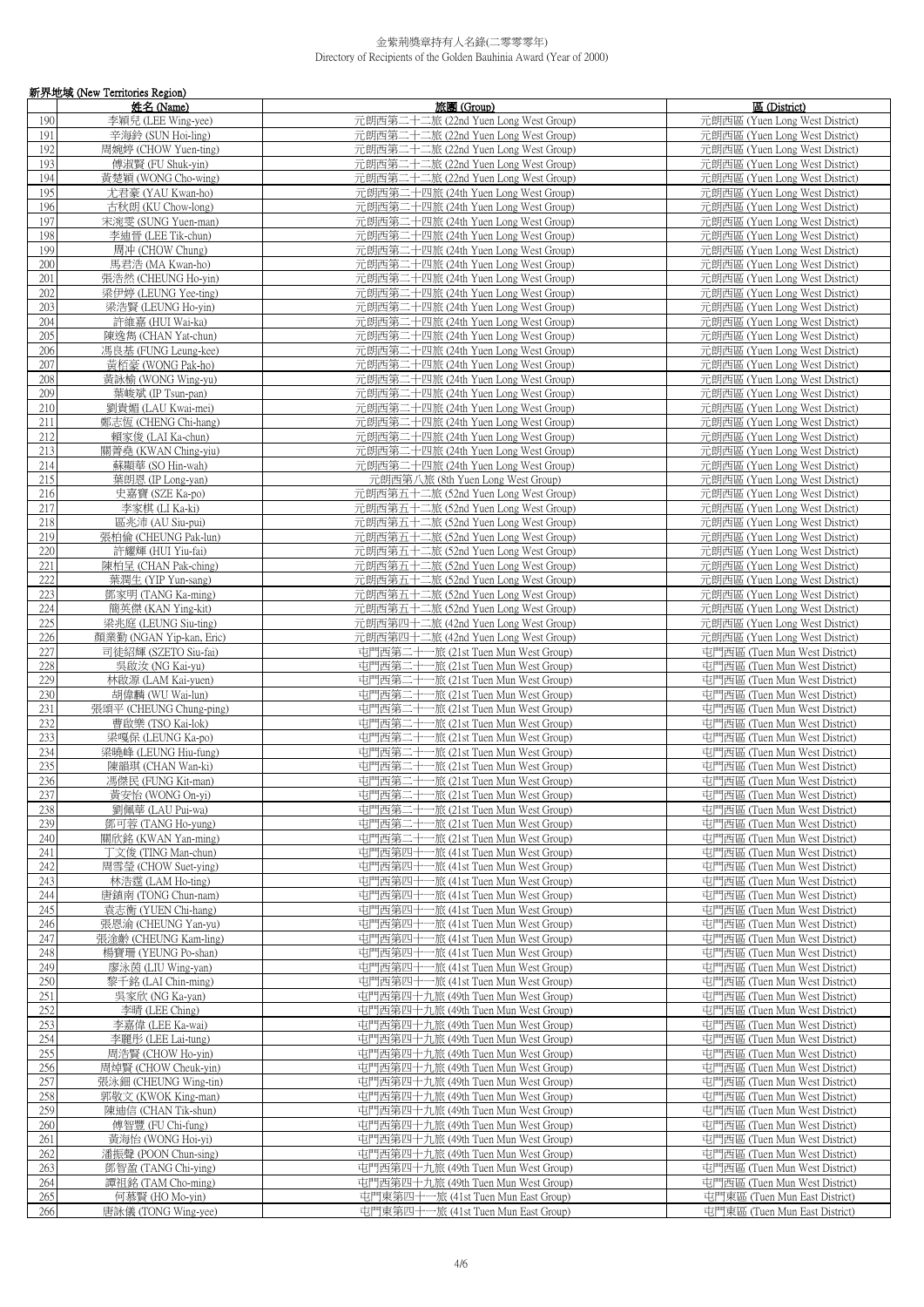金紫荊獎章持有人名錄(二零零零年)
Directory of Recipients of the Golden Bauhinia Award (Year of 2000)

新界地域 (New Territories Region)

| | 姓名 (Name) | 旅團 (Group) | 區 (District) |
|---|---|---|---|
| 190 | 李穎兒 (LEE Wing-yee) | 元朗西第二十二旅 (22nd Yuen Long West Group) | 元朗西區 (Yuen Long West District) |
| 191 | 辛海鈴 (SUN Hoi-ling) | 元朗西第二十二旅 (22nd Yuen Long West Group) | 元朗西區 (Yuen Long West District) |
| 192 | 周婉婷 (CHOW Yuen-ting) | 元朗西第二十二旅 (22nd Yuen Long West Group) | 元朗西區 (Yuen Long West District) |
| 193 | 傅淑賢 (FU Shuk-yin) | 元朗西第二十二旅 (22nd Yuen Long West Group) | 元朗西區 (Yuen Long West District) |
| 194 | 黃楚穎 (WONG Cho-wing) | 元朗西第二十二旅 (22nd Yuen Long West Group) | 元朗西區 (Yuen Long West District) |
| 195 | 尤君豪 (YAU Kwan-ho) | 元朗西第二十四旅 (24th Yuen Long West Group) | 元朗西區 (Yuen Long West District) |
| 196 | 古秋朗 (KU Chow-long) | 元朗西第二十四旅 (24th Yuen Long West Group) | 元朗西區 (Yuen Long West District) |
| 197 | 宋浣雯 (SUNG Yuen-man) | 元朗西第二十四旅 (24th Yuen Long West Group) | 元朗西區 (Yuen Long West District) |
| 198 | 李廸晉 (LEE Tik-chun) | 元朗西第二十四旅 (24th Yuen Long West Group) | 元朗西區 (Yuen Long West District) |
| 199 | 周冲 (CHOW Chung) | 元朗西第二十四旅 (24th Yuen Long West Group) | 元朗西區 (Yuen Long West District) |
| 200 | 馬君浩 (MA Kwan-ho) | 元朗西第二十四旅 (24th Yuen Long West Group) | 元朗西區 (Yuen Long West District) |
| 201 | 張浩然 (CHEUNG Ho-yin) | 元朗西第二十四旅 (24th Yuen Long West Group) | 元朗西區 (Yuen Long West District) |
| 202 | 梁伊婷 (LEUNG Yee-ting) | 元朗西第二十四旅 (24th Yuen Long West Group) | 元朗西區 (Yuen Long West District) |
| 203 | 梁浩賢 (LEUNG Ho-yin) | 元朗西第二十四旅 (24th Yuen Long West Group) | 元朗西區 (Yuen Long West District) |
| 204 | 許維嘉 (HUI Wai-ka) | 元朗西第二十四旅 (24th Yuen Long West Group) | 元朗西區 (Yuen Long West District) |
| 205 | 陳逸雋 (CHAN Yat-chun) | 元朗西第二十四旅 (24th Yuen Long West Group) | 元朗西區 (Yuen Long West District) |
| 206 | 馮良基 (FUNG Leung-kee) | 元朗西第二十四旅 (24th Yuen Long West Group) | 元朗西區 (Yuen Long West District) |
| 207 | 黃栢豪 (WONG Pak-ho) | 元朗西第二十四旅 (24th Yuen Long West Group) | 元朗西區 (Yuen Long West District) |
| 208 | 黃詠榆 (WONG Wing-yu) | 元朗西第二十四旅 (24th Yuen Long West Group) | 元朗西區 (Yuen Long West District) |
| 209 | 葉峻斌 (IP Tsun-pan) | 元朗西第二十四旅 (24th Yuen Long West Group) | 元朗西區 (Yuen Long West District) |
| 210 | 劉貴媚 (LAU Kwai-mei) | 元朗西第二十四旅 (24th Yuen Long West Group) | 元朗西區 (Yuen Long West District) |
| 211 | 鄭志恆 (CHENG Chi-hang) | 元朗西第二十四旅 (24th Yuen Long West Group) | 元朗西區 (Yuen Long West District) |
| 212 | 賴家俊 (LAI Ka-chun) | 元朗西第二十四旅 (24th Yuen Long West Group) | 元朗西區 (Yuen Long West District) |
| 213 | 關菁堯 (KWAN Ching-yiu) | 元朗西第二十四旅 (24th Yuen Long West Group) | 元朗西區 (Yuen Long West District) |
| 214 | 蘇顯華 (SO Hin-wah) | 元朗西第二十四旅 (24th Yuen Long West Group) | 元朗西區 (Yuen Long West District) |
| 215 | 葉朗恩 (IP Long-yan) | 元朗西第八旅 (8th Yuen Long West Group) | 元朗西區 (Yuen Long West District) |
| 216 | 史嘉寶 (SZE Ka-po) | 元朗西第五十二旅 (52nd Yuen Long West Group) | 元朗西區 (Yuen Long West District) |
| 217 | 李家棋 (LI Ka-ki) | 元朗西第五十二旅 (52nd Yuen Long West Group) | 元朗西區 (Yuen Long West District) |
| 218 | 區兆沛 (AU Siu-pui) | 元朗西第五十二旅 (52nd Yuen Long West Group) | 元朗西區 (Yuen Long West District) |
| 219 | 張柏倫 (CHEUNG Pak-lun) | 元朗西第五十二旅 (52nd Yuen Long West Group) | 元朗西區 (Yuen Long West District) |
| 220 | 許耀輝 (HUI Yiu-fai) | 元朗西第五十二旅 (52nd Yuen Long West Group) | 元朗西區 (Yuen Long West District) |
| 221 | 陳柏呈 (CHAN Pak-ching) | 元朗西第五十二旅 (52nd Yuen Long West Group) | 元朗西區 (Yuen Long West District) |
| 222 | 葉潤生 (YIP Yun-sang) | 元朗西第五十二旅 (52nd Yuen Long West Group) | 元朗西區 (Yuen Long West District) |
| 223 | 鄧家明 (TANG Ka-ming) | 元朗西第五十二旅 (52nd Yuen Long West Group) | 元朗西區 (Yuen Long West District) |
| 224 | 簡英傑 (KAN Ying-kit) | 元朗西第五十二旅 (52nd Yuen Long West Group) | 元朗西區 (Yuen Long West District) |
| 225 | 梁兆庭 (LEUNG Siu-ting) | 元朗西第四十二旅 (42nd Yuen Long West Group) | 元朗西區 (Yuen Long West District) |
| 226 | 顏業勤 (NGAN Yip-kan, Eric) | 元朗西第四十二旅 (42nd Yuen Long West Group) | 元朗西區 (Yuen Long West District) |
| 227 | 司徒紹輝 (SZETO Siu-fai) | 屯門西第二十一旅 (21st Tuen Mun West Group) | 屯門西區 (Tuen Mun West District) |
| 228 | 吳啟汝 (NG Kai-yu) | 屯門西第二十一旅 (21st Tuen Mun West Group) | 屯門西區 (Tuen Mun West District) |
| 229 | 林啟源 (LAM Kai-yuen) | 屯門西第二十一旅 (21st Tuen Mun West Group) | 屯門西區 (Tuen Mun West District) |
| 230 | 胡偉麟 (WU Wai-lun) | 屯門西第二十一旅 (21st Tuen Mun West Group) | 屯門西區 (Tuen Mun West District) |
| 231 | 張頌平 (CHEUNG Chung-ping) | 屯門西第二十一旅 (21st Tuen Mun West Group) | 屯門西區 (Tuen Mun West District) |
| 232 | 曹啟樂 (TSO Kai-lok) | 屯門西第二十一旅 (21st Tuen Mun West Group) | 屯門西區 (Tuen Mun West District) |
| 233 | 梁嘎保 (LEUNG Ka-po) | 屯門西第二十一旅 (21st Tuen Mun West Group) | 屯門西區 (Tuen Mun West District) |
| 234 | 梁曉峰 (LEUNG Hiu-fung) | 屯門西第二十一旅 (21st Tuen Mun West Group) | 屯門西區 (Tuen Mun West District) |
| 235 | 陳韻琪 (CHAN Wan-ki) | 屯門西第二十一旅 (21st Tuen Mun West Group) | 屯門西區 (Tuen Mun West District) |
| 236 | 馮傑民 (FUNG Kit-man) | 屯門西第二十一旅 (21st Tuen Mun West Group) | 屯門西區 (Tuen Mun West District) |
| 237 | 黃安怡 (WONG On-yi) | 屯門西第二十一旅 (21st Tuen Mun West Group) | 屯門西區 (Tuen Mun West District) |
| 238 | 劉佩華 (LAU Pui-wa) | 屯門西第二十一旅 (21st Tuen Mun West Group) | 屯門西區 (Tuen Mun West District) |
| 239 | 鄧可蓉 (TANG Ho-yung) | 屯門西第二十一旅 (21st Tuen Mun West Group) | 屯門西區 (Tuen Mun West District) |
| 240 | 關欣銘 (KWAN Yan-ming) | 屯門西第二十一旅 (21st Tuen Mun West Group) | 屯門西區 (Tuen Mun West District) |
| 241 | 丁文俊 (TING Man-chun) | 屯門西第四十一旅 (41st Tuen Mun West Group) | 屯門西區 (Tuen Mun West District) |
| 242 | 周雪瑩 (CHOW Suet-ying) | 屯門西第四十一旅 (41st Tuen Mun West Group) | 屯門西區 (Tuen Mun West District) |
| 243 | 林浩霆 (LAM Ho-ting) | 屯門西第四十一旅 (41st Tuen Mun West Group) | 屯門西區 (Tuen Mun West District) |
| 244 | 唐鎮南 (TONG Chun-nam) | 屯門西第四十一旅 (41st Tuen Mun West Group) | 屯門西區 (Tuen Mun West District) |
| 245 | 袁志衡 (YUEN Chi-hang) | 屯門西第四十一旅 (41st Tuen Mun West Group) | 屯門西區 (Tuen Mun West District) |
| 246 | 張恩渝 (CHEUNG Yan-yu) | 屯門西第四十一旅 (41st Tuen Mun West Group) | 屯門西區 (Tuen Mun West District) |
| 247 | 張淦齡 (CHEUNG Kam-ling) | 屯門西第四十一旅 (41st Tuen Mun West Group) | 屯門西區 (Tuen Mun West District) |
| 248 | 楊寶珊 (YEUNG Po-shan) | 屯門西第四十一旅 (41st Tuen Mun West Group) | 屯門西區 (Tuen Mun West District) |
| 249 | 廖泳茵 (LIU Wing-yan) | 屯門西第四十一旅 (41st Tuen Mun West Group) | 屯門西區 (Tuen Mun West District) |
| 250 | 黎千銘 (LAI Chin-ming) | 屯門西第四十一旅 (41st Tuen Mun West Group) | 屯門西區 (Tuen Mun West District) |
| 251 | 吳家欣 (NG Ka-yan) | 屯門西第四十九旅 (49th Tuen Mun West Group) | 屯門西區 (Tuen Mun West District) |
| 252 | 李晴 (LEE Ching) | 屯門西第四十九旅 (49th Tuen Mun West Group) | 屯門西區 (Tuen Mun West District) |
| 253 | 李嘉偉 (LEE Ka-wai) | 屯門西第四十九旅 (49th Tuen Mun West Group) | 屯門西區 (Tuen Mun West District) |
| 254 | 李麗彤 (LEE Lai-tung) | 屯門西第四十九旅 (49th Tuen Mun West Group) | 屯門西區 (Tuen Mun West District) |
| 255 | 周浩賢 (CHOW Ho-yin) | 屯門西第四十九旅 (49th Tuen Mun West Group) | 屯門西區 (Tuen Mun West District) |
| 256 | 周焯賢 (CHOW Cheuk-yin) | 屯門西第四十九旅 (49th Tuen Mun West Group) | 屯門西區 (Tuen Mun West District) |
| 257 | 張泳錮 (CHEUNG Wing-tin) | 屯門西第四十九旅 (49th Tuen Mun West Group) | 屯門西區 (Tuen Mun West District) |
| 258 | 郭敬文 (KWOK King-man) | 屯門西第四十九旅 (49th Tuen Mun West Group) | 屯門西區 (Tuen Mun West District) |
| 259 | 陳廸信 (CHAN Tik-shun) | 屯門西第四十九旅 (49th Tuen Mun West Group) | 屯門西區 (Tuen Mun West District) |
| 260 | 傅智豐 (FU Chi-fung) | 屯門西第四十九旅 (49th Tuen Mun West Group) | 屯門西區 (Tuen Mun West District) |
| 261 | 黃海怡 (WONG Hoi-yi) | 屯門西第四十九旅 (49th Tuen Mun West Group) | 屯門西區 (Tuen Mun West District) |
| 262 | 潘振聲 (POON Chun-sing) | 屯門西第四十九旅 (49th Tuen Mun West Group) | 屯門西區 (Tuen Mun West District) |
| 263 | 鄧智盈 (TANG Chi-ying) | 屯門西第四十九旅 (49th Tuen Mun West Group) | 屯門西區 (Tuen Mun West District) |
| 264 | 譚祖銘 (TAM Cho-ming) | 屯門西第四十九旅 (49th Tuen Mun West Group) | 屯門西區 (Tuen Mun West District) |
| 265 | 何慕賢 (HO Mo-yin) | 屯門東第四十一旅 (41st Tuen Mun East Group) | 屯門東區 (Tuen Mun East District) |
| 266 | 唐詠儀 (TONG Wing-yee) | 屯門東第四十一旅 (41st Tuen Mun East Group) | 屯門東區 (Tuen Mun East District) |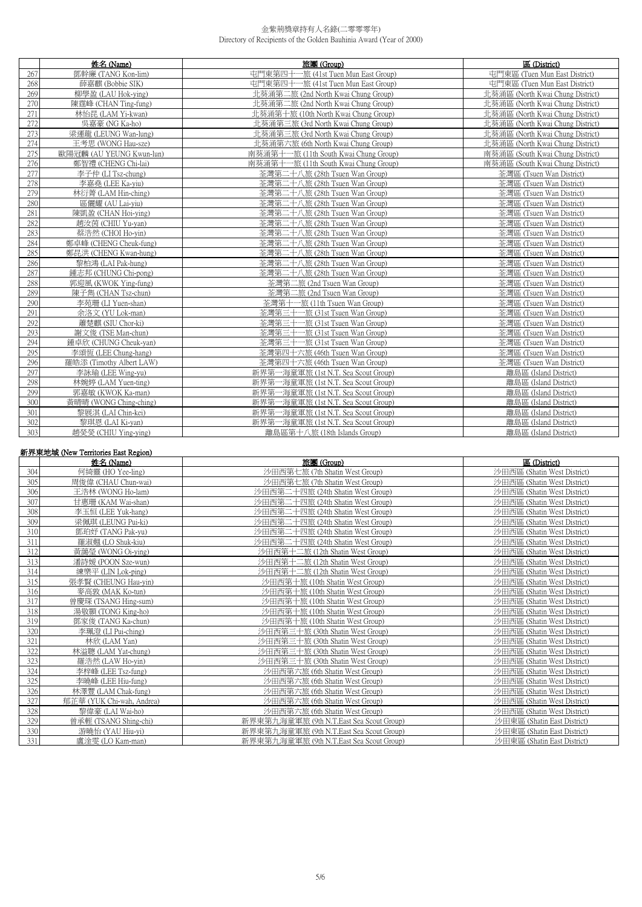| | 姓名 (Name) | 旅團 (Group) | 區 (District) |
|---|---|---|---|
| 267 | 鄧幹廉 (TANG Kon-lim) | 屯門東第四十一旅 (41st Tuen Mun East Group) | 屯門東區 (Tuen Mun East District) |
| 268 | 薛嘉麒 (Bobbie SIK) | 屯門東第四十一旅 (41st Tuen Mun East Group) | 屯門東區 (Tuen Mun East District) |
| 269 | 柳學盈 (LAU Hok-ying) | 北葵涌第二旅 (2nd North Kwai Chung Group) | 北葵涌區 (North Kwai Chung District) |
| 270 | 陳霆峰 (CHAN Ting-fung) | 北葵涌第二旅 (2nd North Kwai Chung Group) | 北葵涌區 (North Kwai Chung District) |
| 271 | 林怡昆 (LAM Yi-kwan) | 北葵涌第十旅 (10th North Kwai Chung Group) | 北葵涌區 (North Kwai Chung District) |
| 272 | 吳嘉豪 (NG Ka-ho) | 北葵涌第三旅 (3rd North Kwai Chung Group) | 北葵涌區 (North Kwai Chung District) |
| 273 | 梁運龍 (LEUNG Wan-lung) | 北葵涌第三旅 (3rd North Kwai Chung Group) | 北葵涌區 (North Kwai Chung District) |
| 274 | 王考思 (WONG Hau-sze) | 北葵涌第六旅 (6th North Kwai Chung Group) | 北葵涌區 (North Kwai Chung District) |
| 275 | 歐陽冠麟 (AU YEUNG Kwun-lun) | 南葵涌第十一旅 (11th South Kwai Chung Group) | 南葵涌區 (South Kwai Chung District) |
| 276 | 鄭智禮 (CHENG Chi-lai) | 南葵涌第十一旅 (11th South Kwai Chung Group) | 南葵涌區 (South Kwai Chung District) |
| 277 | 李子仲 (LI Tsz-chung) | 荃灣第二十八旅 (28th Tsuen Wan Group) | 荃灣區 (Tsuen Wan District) |
| 278 | 李嘉堯 (LEE Ka-yiu) | 荃灣第二十八旅 (28th Tsuen Wan Group) | 荃灣區 (Tsuen Wan District) |
| 279 | 林衍菁 (LAM Hin-ching) | 荃灣第二十八旅 (28th Tsuen Wan Group) | 荃灣區 (Tsuen Wan District) |
| 280 | 區儷耀 (AU Lai-yiu) | 荃灣第二十八旅 (28th Tsuen Wan Group) | 荃灣區 (Tsuen Wan District) |
| 281 | 陳凱盈 (CHAN Hoi-ying) | 荃灣第二十八旅 (28th Tsuen Wan Group) | 荃灣區 (Tsuen Wan District) |
| 282 | 趙汝茵 (CHIU Yu-yan) | 荃灣第二十八旅 (28th Tsuen Wan Group) | 荃灣區 (Tsuen Wan District) |
| 283 | 蔡浩然 (CHOI Ho-yin) | 荃灣第二十八旅 (28th Tsuen Wan Group) | 荃灣區 (Tsuen Wan District) |
| 284 | 鄭卓峰 (CHENG Cheuk-fung) | 荃灣第二十八旅 (28th Tsuen Wan Group) | 荃灣區 (Tsuen Wan District) |
| 285 | 鄭昆洪 (CHENG Kwan-hung) | 荃灣第二十八旅 (28th Tsuen Wan Group) | 荃灣區 (Tsuen Wan District) |
| 286 | 黎柏鴻 (LAI Pak-hung) | 荃灣第二十八旅 (28th Tsuen Wan Group) | 荃灣區 (Tsuen Wan District) |
| 287 | 鍾志邦 (CHUNG Chi-pong) | 荃灣第二十八旅 (28th Tsuen Wan Group) | 荃灣區 (Tsuen Wan District) |
| 288 | 郭迎風 (KWOK Ying-fung) | 荃灣第二旅 (2nd Tsuen Wan Group) | 荃灣區 (Tsuen Wan District) |
| 289 | 陳子雋 (CHAN Tsz-chun) | 荃灣第二旅 (2nd Tsuen Wan Group) | 荃灣區 (Tsuen Wan District) |
| 290 | 李苑珊 (LI Yuen-shan) | 荃灣第十一旅 (11th Tsuen Wan Group) | 荃灣區 (Tsuen Wan District) |
| 291 | 余洛文 (YU Lok-man) | 荃灣第三十一旅 (31st Tsuen Wan Group) | 荃灣區 (Tsuen Wan District) |
| 292 | 蕭楚麒 (SIU Chor-ki) | 荃灣第三十一旅 (31st Tsuen Wan Group) | 荃灣區 (Tsuen Wan District) |
| 293 | 謝文俊 (TSE Man-chun) | 荃灣第三十一旅 (31st Tsuen Wan Group) | 荃灣區 (Tsuen Wan District) |
| 294 | 鍾卓欣 (CHUNG Cheuk-yan) | 荃灣第三十一旅 (31st Tsuen Wan Group) | 荃灣區 (Tsuen Wan District) |
| 295 | 李頌恆 (LEE Chung-hang) | 荃灣第四十六旅 (46th Tsuen Wan Group) | 荃灣區 (Tsuen Wan District) |
| 296 | 羅皓添 (Timothy Albert LAW) | 荃灣第四十六旅 (46th Tsuen Wan Group) | 荃灣區 (Tsuen Wan District) |
| 297 | 李詠瑜 (LEE Wing-yu) | 新界第一海童軍旅 (1st N.T. Sea Scout Group) | 離島區 (Island District) |
| 298 | 林婉婷 (LAM Yuen-ting) | 新界第一海童軍旅 (1st N.T. Sea Scout Group) | 離島區 (Island District) |
| 299 | 郭嘉敏 (KWOK Ka-man) | 新界第一海童軍旅 (1st N.T. Sea Scout Group) | 離島區 (Island District) |
| 300 | 黃晴晴 (WONG Ching-ching) | 新界第一海童軍旅 (1st N.T. Sea Scout Group) | 離島區 (Island District) |
| 301 | 黎展淇 (LAI Chin-kei) | 新界第一海童軍旅 (1st N.T. Sea Scout Group) | 離島區 (Island District) |
| 302 | 黎琪恩 (LAI Ki-yan) | 新界第一海童軍旅 (1st N.T. Sea Scout Group) | 離島區 (Island District) |
| 303 | 趙熒熒 (CHIU Ying-ying) | 離島區第十八旅 (18th Islands Group) | 離島區 (Island District) |

## 新界東地域 (New Territories East Region)

| | 姓名 (Name) | 旅團 (Group) | 區 (District) |
|---|---|---|---|
| 304 | 何綺靈 (HO Yee-ling) | 沙田西第七旅 (7th Shatin West Group) | 沙田西區 (Shatin West District) |
| 305 | 周俊偉 (CHAU Chun-wai) | 沙田西第七旅 (7th Shatin West Group) | 沙田西區 (Shatin West District) |
| 306 | 王浩林 (WONG Ho-lam) | 沙田西第二十四旅 (24th Shatin West Group) | 沙田西區 (Shatin West District) |
| 307 | 甘惠珊 (KAM Wai-shan) | 沙田西第二十四旅 (24th Shatin West Group) | 沙田西區 (Shatin West District) |
| 308 | 李玉恒 (LEE Yuk-hang) | 沙田西第二十四旅 (24th Shatin West Group) | 沙田西區 (Shatin West District) |
| 309 | 梁佩琪 (LEUNG Pui-ki) | 沙田西第二十四旅 (24th Shatin West Group) | 沙田西區 (Shatin West District) |
| 310 | 鄧珀妤 (TANG Pak-yu) | 沙田西第二十四旅 (24th Shatin West Group) | 沙田西區 (Shatin West District) |
| 311 | 羅淑翹 (LO Shuk-kiu) | 沙田西第二十四旅 (24th Shatin West Group) | 沙田西區 (Shatin West District) |
| 312 | 黃藹瑩 (WONG Oi-ying) | 沙田西第十二旅 (12th Shatin West Group) | 沙田西區 (Shatin West District) |
| 313 | 潘詩媛 (POON Sze-wun) | 沙田西第十二旅 (12th Shatin West Group) | 沙田西區 (Shatin West District) |
| 314 | 練樂平 (LIN Lok-ping) | 沙田西第十二旅 (12th Shatin West Group) | 沙田西區 (Shatin West District) |
| 315 | 張孝賢 (CHEUNG Hau-yin) | 沙田西第十旅 (10th Shatin West Group) | 沙田西區 (Shatin West District) |
| 316 | 麥高敦 (MAK Ko-tun) | 沙田西第十旅 (10th Shatin West Group) | 沙田西區 (Shatin West District) |
| 317 | 曾慶琛 (TSANG Hing-sum) | 沙田西第十旅 (10th Shatin West Group) | 沙田西區 (Shatin West District) |
| 318 | 湯敬灝 (TONG King-ho) | 沙田西第十旅 (10th Shatin West Group) | 沙田西區 (Shatin West District) |
| 319 | 鄧家俊 (TANG Ka-chun) | 沙田西第十旅 (10th Shatin West Group) | 沙田西區 (Shatin West District) |
| 320 | 李珮澄 (LI Pui-ching) | 沙田西第三十旅 (30th Shatin West Group) | 沙田西區 (Shatin West District) |
| 321 | 林欣 (LAM Yan) | 沙田西第三十旅 (30th Shatin West Group) | 沙田西區 (Shatin West District) |
| 322 | 林溢聰 (LAM Yat-chung) | 沙田西第三十旅 (30th Shatin West Group) | 沙田西區 (Shatin West District) |
| 323 | 羅浩然 (LAW Ho-yin) | 沙田西第三十旅 (30th Shatin West Group) | 沙田西區 (Shatin West District) |
| 324 | 李梓峰 (LEE Tsz-fung) | 沙田西第六旅 (6th Shatin West Group) | 沙田西區 (Shatin West District) |
| 325 | 李曉峰 (LEE Hiu-fung) | 沙田西第六旅 (6th Shatin West Group) | 沙田西區 (Shatin West District) |
| 326 | 林澤豐 (LAM Chak-fung) | 沙田西第六旅 (6th Shatin West Group) | 沙田西區 (Shatin West District) |
| 327 | 郁芷華 (YUK Chi-wah, Andrea) | 沙田西第六旅 (6th Shatin West Group) | 沙田西區 (Shatin West District) |
| 328 | 黎偉豪 (LAI Wai-ho) | 沙田西第六旅 (6th Shatin West Group) | 沙田西區 (Shatin West District) |
| 329 | 曾承輊 (TSANG Shing-chi) | 新界東第九海童軍旅 (9th N.T.East Sea Scout Group) | 沙田東區 (Shatin East District) |
| 330 | 游曉怡 (YAU Hiu-yi) | 新界東第九海童軍旅 (9th N.T.East Sea Scout Group) | 沙田東區 (Shatin East District) |
| 331 | 盧淦雯 (LO Kam-man) | 新界東第九海童軍旅 (9th N.T.East Sea Scout Group) | 沙田東區 (Shatin East District) |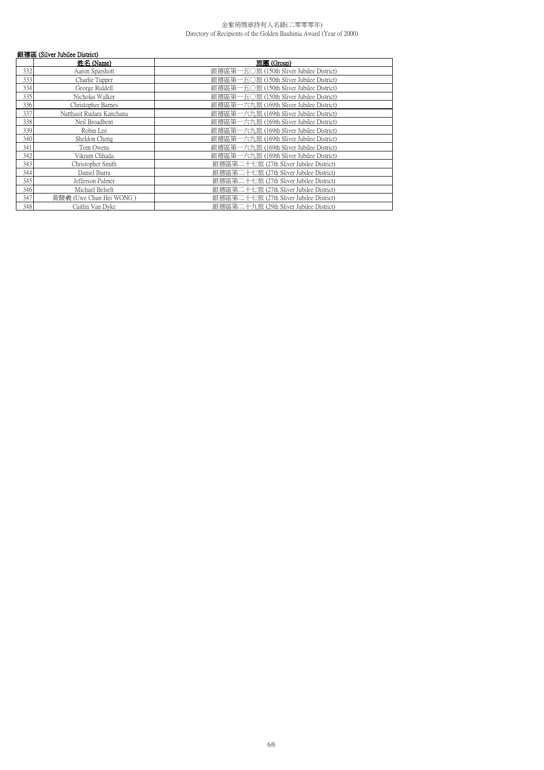金紫荊獎章持有人名錄(二零零零年)
Directory of Recipients of the Golden Bauhinia Award (Year of 2000)

銀禧區 (Silver Jubilee District)

| | 姓名 (Name) | 旅團 (Group) |
|---|---|---|
| 332 | Aaron Sparshott | 銀禧區第一五〇旅 (150th Sliver Jubilee District) |
| 333 | Charlie Tupper | 銀禧區第一五〇旅 (150th Sliver Jubilee District) |
| 334 | George Riddell | 銀禧區第一五〇旅 (150th Sliver Jubilee District) |
| 335 | Nicholas Walker | 銀禧區第一五〇旅 (150th Sliver Jubilee District) |
| 336 | Christopher Barnes | 銀禧區第一六九旅 (169th Sliver Jubilee District) |
| 337 | Natthasit Rudara Kanchana | 銀禧區第一六九旅 (169th Sliver Jubilee District) |
| 338 | Neil Broadbent | 銀禧區第一六九旅 (169th Sliver Jubilee District) |
| 339 | Robin Lee | 銀禧區第一六九旅 (169th Sliver Jubilee District) |
| 340 | Sheldon Cheng | 銀禧區第一六九旅 (169th Sliver Jubilee District) |
| 341 | Tom Owens | 銀禧區第一六九旅 (169th Sliver Jubilee District) |
| 342 | Vikram Chhada | 銀禧區第一六九旅 (169th Sliver Jubilee District) |
| 343 | Christopher Smith | 銀禧區第二十七旅 (27th Sliver Jubilee District) |
| 344 | Daniel Ibarra | 銀禧區第二十七旅 (27th Sliver Jubilee District) |
| 345 | Jefferson Palmer | 銀禧區第二十七旅 (27th Sliver Jubilee District) |
| 346 | Michael Belselt | 銀禧區第二十七旅 (27th Sliver Jubilee District) |
| 347 | 黃駿羲 (Uwe Chun Hei WONG ) | 銀禧區第二十七旅 (27th Sliver Jubilee District) |
| 348 | Caitlin Van Dyke | 銀禧區第二十九旅 (29th Sliver Jubilee District) |